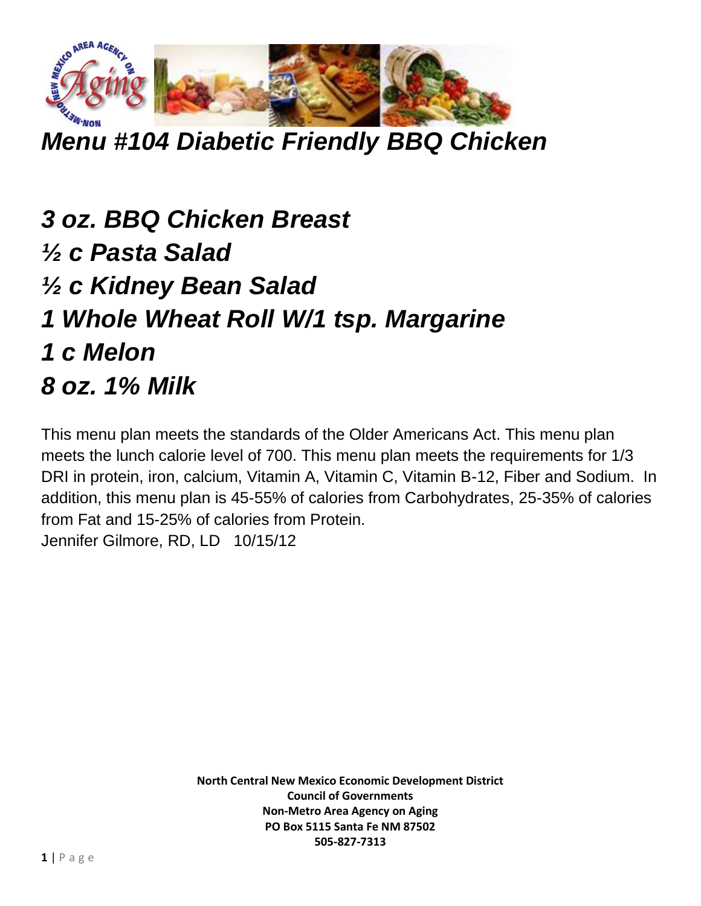# Menu #104 Diabetic Friendly BBQ Chicken

***3 oz. BBQ Chicken Breast***
***½ c Pasta Salad***
***½ c Kidney Bean Salad***
***1 Whole Wheat Roll W/1 tsp. Margarine***
***1 c Melon***
***8 oz. 1% Milk***

This menu plan meets the standards of the Older Americans Act. This menu plan meets the lunch calorie level of 700. This menu plan meets the requirements for 1/3 DRI in protein, iron, calcium, Vitamin A, Vitamin C, Vitamin B-12, Fiber and Sodium. In addition, this menu plan is 45-55% of calories from Carbohydrates, 25-35% of calories from Fat and 15-25% of calories from Protein.
Jennifer Gilmore, RD, LD 10/15/12

**North Central New Mexico Economic Development District**
**Council of Governments**
**Non-Metro Area Agency on Aging**
**PO Box 5115 Santa Fe NM 87502**
**505-827-7313**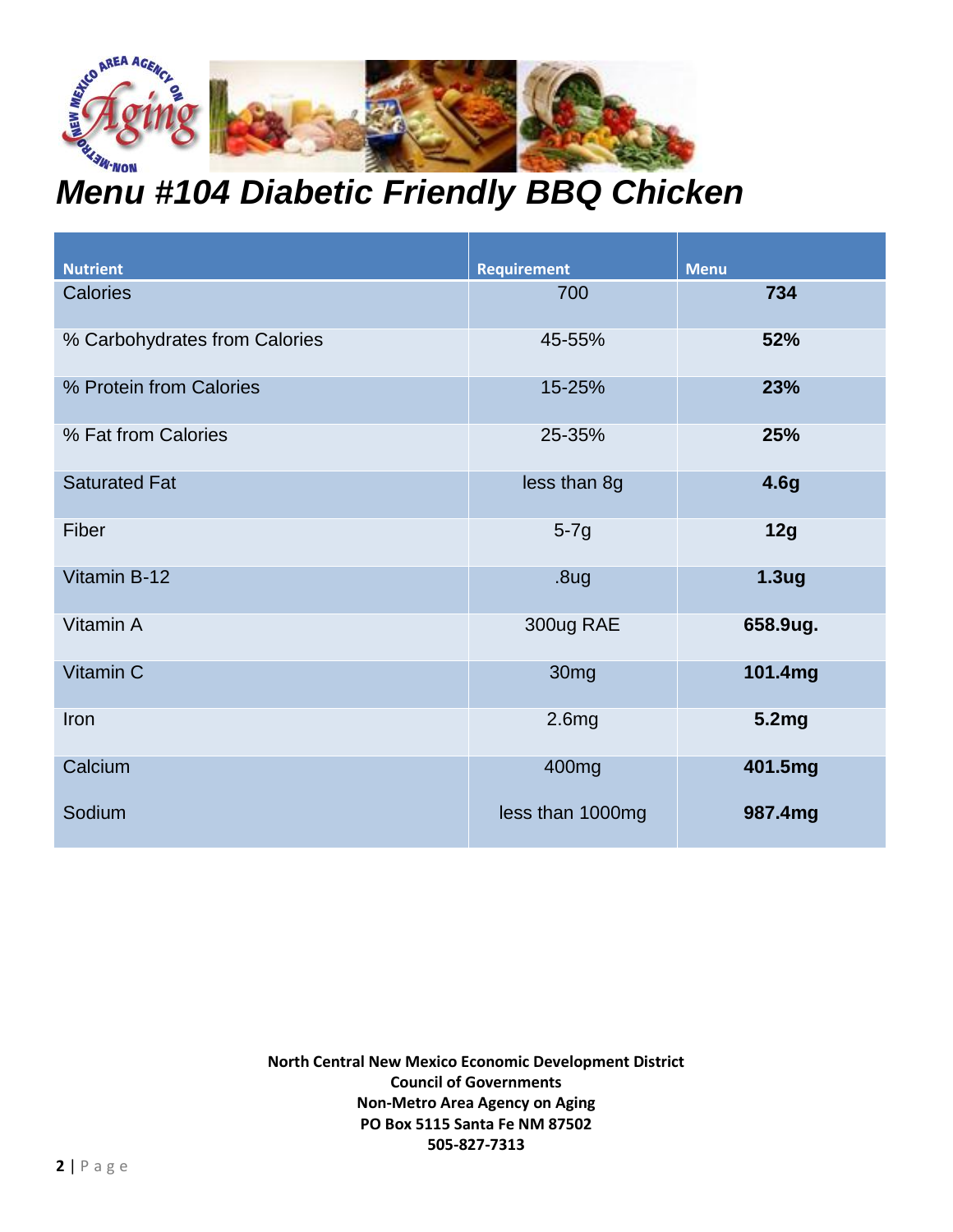# *Menu #104 Diabetic Friendly BBQ Chicken*

| Nutrient | Requirement | Menu |
|---|---|---|
| Calories | 700 | **734** |
| % Carbohydrates from Calories | 45-55% | **52%** |
| % Protein from Calories | 15-25% | **23%** |
| % Fat from Calories | 25-35% | **25%** |
| Saturated Fat | less than 8g | **4.6g** |
| Fiber | 5-7g | **12g** |
| Vitamin B-12 | .8ug | **1.3ug** |
| Vitamin A | 300ug RAE | **658.9ug.** |
| Vitamin C | 30mg | **101.4mg** |
| Iron | 2.6mg | **5.2mg** |
| Calcium | 400mg | **401.5mg** |
| Sodium | less than 1000mg | **987.4mg** |

**North Central New Mexico Economic Development District**
**Council of Governments**
**Non-Metro Area Agency on Aging**
**PO Box 5115 Santa Fe NM 87502**
**505-827-7313**